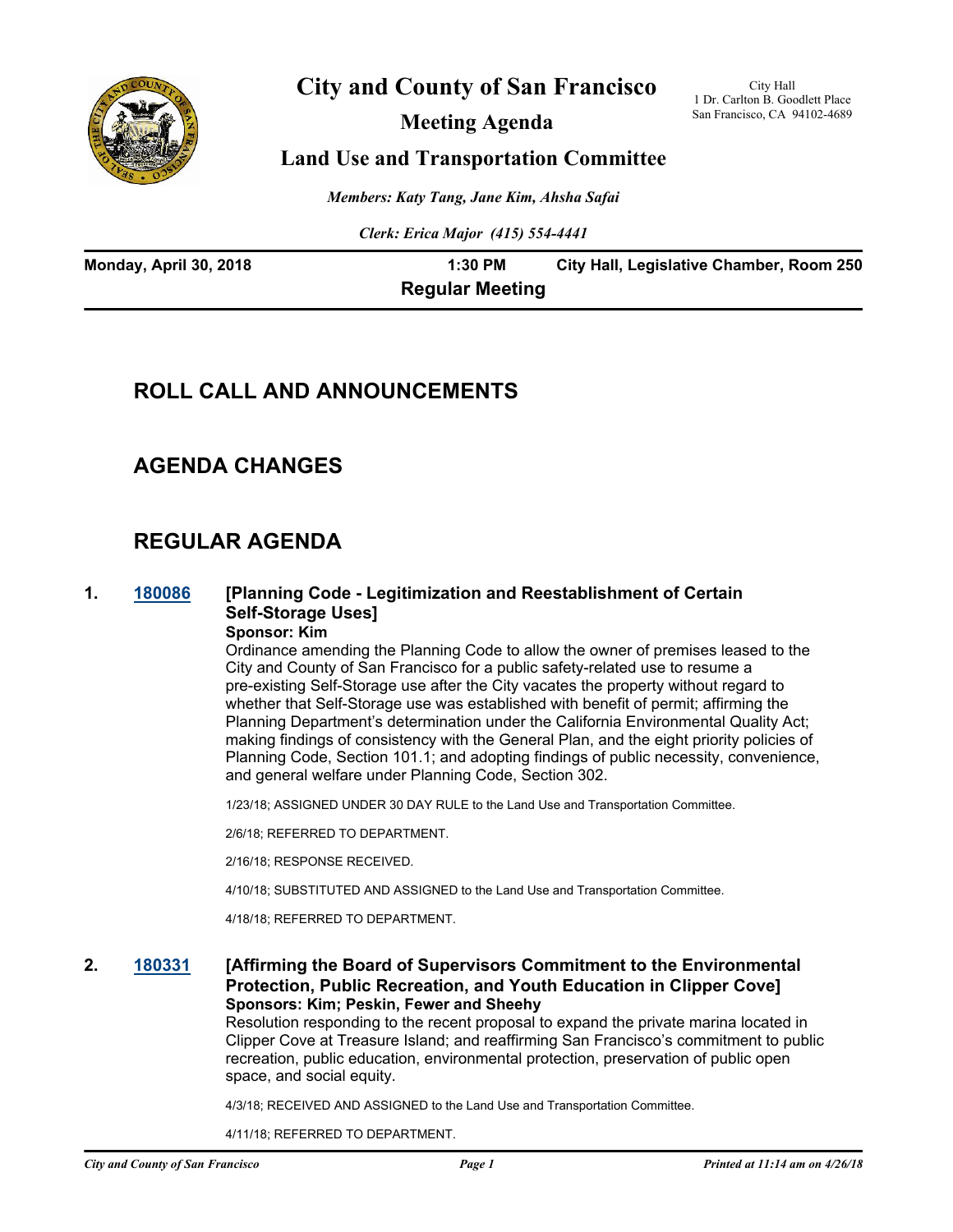# City and County of San Francisco

City Hall
1 Dr. Carlton B. Goodlett Place
San Francisco, CA 94102-4689

## Meeting Agenda

## Land Use and Transportation Committee

*Members: Katy Tang, Jane Kim, Ahsha Safai*

*Clerk: Erica Major (415) 554-4441*

**Monday, April 30, 2018** **1:30 PM** **City Hall, Legislative Chamber, Room 250**

**Regular Meeting**

## ROLL CALL AND ANNOUNCEMENTS

## AGENDA CHANGES

## REGULAR AGENDA

**1. 180086 [Planning Code - Legitimization and Reestablishment of Certain Self-Storage Uses]**

**Sponsor: Kim**

Ordinance amending the Planning Code to allow the owner of premises leased to the City and County of San Francisco for a public safety-related use to resume a pre-existing Self-Storage use after the City vacates the property without regard to whether that Self-Storage use was established with benefit of permit; affirming the Planning Department's determination under the California Environmental Quality Act; making findings of consistency with the General Plan, and the eight priority policies of Planning Code, Section 101.1; and adopting findings of public necessity, convenience, and general welfare under Planning Code, Section 302.

1/23/18; ASSIGNED UNDER 30 DAY RULE to the Land Use and Transportation Committee.

2/6/18; REFERRED TO DEPARTMENT.

2/16/18; RESPONSE RECEIVED.

4/10/18; SUBSTITUTED AND ASSIGNED to the Land Use and Transportation Committee.

4/18/18; REFERRED TO DEPARTMENT.

**2. 180331 [Affirming the Board of Supervisors Commitment to the Environmental Protection, Public Recreation, and Youth Education in Clipper Cove]**

**Sponsors: Kim; Peskin, Fewer and Sheehy**

Resolution responding to the recent proposal to expand the private marina located in Clipper Cove at Treasure Island; and reaffirming San Francisco's commitment to public recreation, public education, environmental protection, preservation of public open space, and social equity.

4/3/18; RECEIVED AND ASSIGNED to the Land Use and Transportation Committee.

4/11/18; REFERRED TO DEPARTMENT.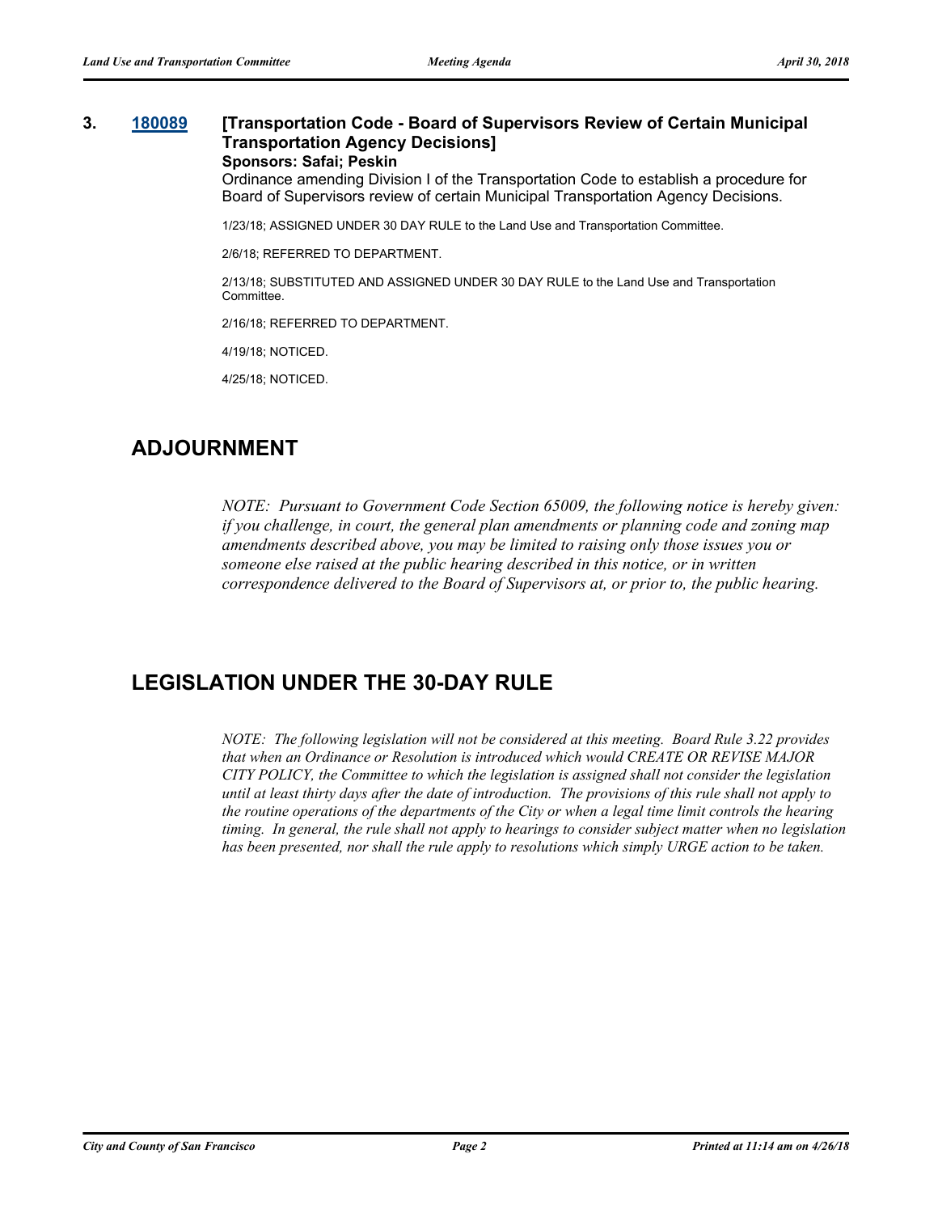**3. 180089 [Transportation Code - Board of Supervisors Review of Certain Municipal Transportation Agency Decisions]**

**Sponsors: Safai; Peskin**

Ordinance amending Division I of the Transportation Code to establish a procedure for Board of Supervisors review of certain Municipal Transportation Agency Decisions.

1/23/18; ASSIGNED UNDER 30 DAY RULE to the Land Use and Transportation Committee.

2/6/18; REFERRED TO DEPARTMENT.

2/13/18; SUBSTITUTED AND ASSIGNED UNDER 30 DAY RULE to the Land Use and Transportation Committee.

2/16/18; REFERRED TO DEPARTMENT.

4/19/18; NOTICED.

4/25/18; NOTICED.

## ADJOURNMENT

*NOTE: Pursuant to Government Code Section 65009, the following notice is hereby given: if you challenge, in court, the general plan amendments or planning code and zoning map amendments described above, you may be limited to raising only those issues you or someone else raised at the public hearing described in this notice, or in written correspondence delivered to the Board of Supervisors at, or prior to, the public hearing.*

## LEGISLATION UNDER THE 30-DAY RULE

*NOTE: The following legislation will not be considered at this meeting. Board Rule 3.22 provides that when an Ordinance or Resolution is introduced which would CREATE OR REVISE MAJOR CITY POLICY, the Committee to which the legislation is assigned shall not consider the legislation until at least thirty days after the date of introduction. The provisions of this rule shall not apply to the routine operations of the departments of the City or when a legal time limit controls the hearing timing. In general, the rule shall not apply to hearings to consider subject matter when no legislation has been presented, nor shall the rule apply to resolutions which simply URGE action to be taken.*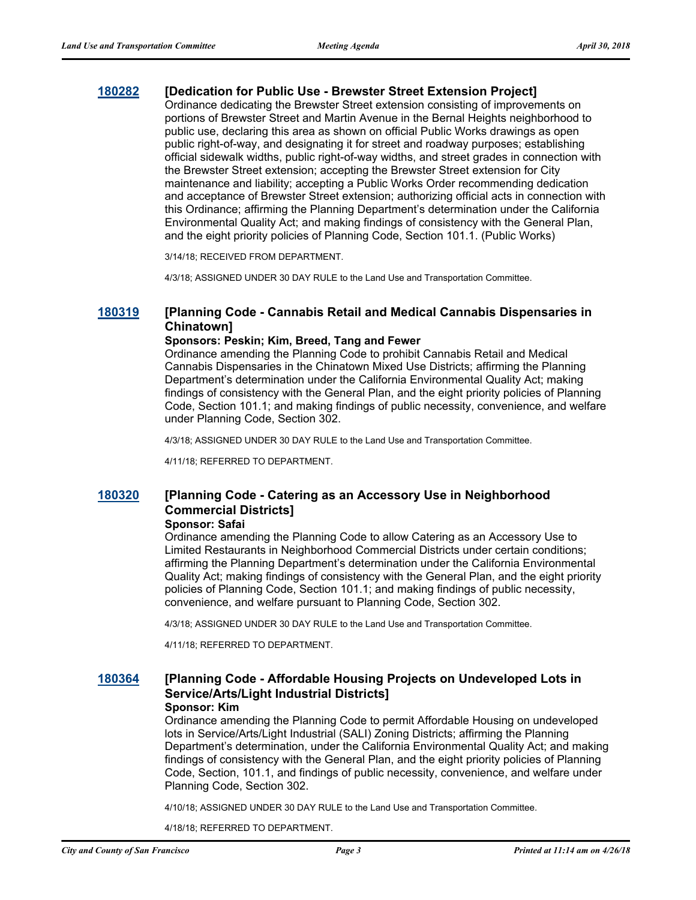### 180282 [Dedication for Public Use - Brewster Street Extension Project]

Ordinance dedicating the Brewster Street extension consisting of improvements on portions of Brewster Street and Martin Avenue in the Bernal Heights neighborhood to public use, declaring this area as shown on official Public Works drawings as open public right-of-way, and designating it for street and roadway purposes; establishing official sidewalk widths, public right-of-way widths, and street grades in connection with the Brewster Street extension; accepting the Brewster Street extension for City maintenance and liability; accepting a Public Works Order recommending dedication and acceptance of Brewster Street extension; authorizing official acts in connection with this Ordinance; affirming the Planning Department's determination under the California Environmental Quality Act; and making findings of consistency with the General Plan, and the eight priority policies of Planning Code, Section 101.1. (Public Works)

3/14/18; RECEIVED FROM DEPARTMENT.

4/3/18; ASSIGNED UNDER 30 DAY RULE to the Land Use and Transportation Committee.

### 180319 [Planning Code - Cannabis Retail and Medical Cannabis Dispensaries in Chinatown]

**Sponsors: Peskin; Kim, Breed, Tang and Fewer**

Ordinance amending the Planning Code to prohibit Cannabis Retail and Medical Cannabis Dispensaries in the Chinatown Mixed Use Districts; affirming the Planning Department's determination under the California Environmental Quality Act; making findings of consistency with the General Plan, and the eight priority policies of Planning Code, Section 101.1; and making findings of public necessity, convenience, and welfare under Planning Code, Section 302.

4/3/18; ASSIGNED UNDER 30 DAY RULE to the Land Use and Transportation Committee.

4/11/18; REFERRED TO DEPARTMENT.

### 180320 [Planning Code - Catering as an Accessory Use in Neighborhood Commercial Districts]

**Sponsor: Safai**

Ordinance amending the Planning Code to allow Catering as an Accessory Use to Limited Restaurants in Neighborhood Commercial Districts under certain conditions; affirming the Planning Department's determination under the California Environmental Quality Act; making findings of consistency with the General Plan, and the eight priority policies of Planning Code, Section 101.1; and making findings of public necessity, convenience, and welfare pursuant to Planning Code, Section 302.

4/3/18; ASSIGNED UNDER 30 DAY RULE to the Land Use and Transportation Committee.

4/11/18; REFERRED TO DEPARTMENT.

### 180364 [Planning Code - Affordable Housing Projects on Undeveloped Lots in Service/Arts/Light Industrial Districts]

**Sponsor: Kim**

Ordinance amending the Planning Code to permit Affordable Housing on undeveloped lots in Service/Arts/Light Industrial (SALI) Zoning Districts; affirming the Planning Department's determination, under the California Environmental Quality Act; and making findings of consistency with the General Plan, and the eight priority policies of Planning Code, Section, 101.1, and findings of public necessity, convenience, and welfare under Planning Code, Section 302.

4/10/18; ASSIGNED UNDER 30 DAY RULE to the Land Use and Transportation Committee.

4/18/18; REFERRED TO DEPARTMENT.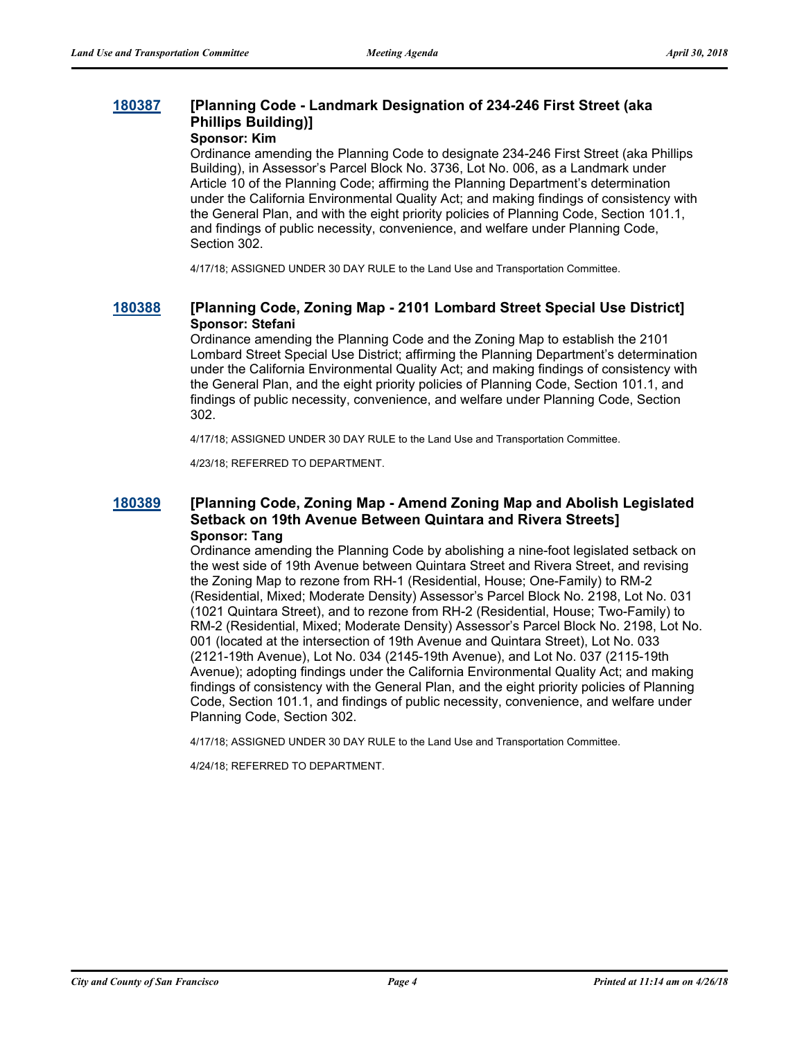### 180387 [Planning Code - Landmark Designation of 234-246 First Street (aka Phillips Building)]

**Sponsor: Kim**

Ordinance amending the Planning Code to designate 234-246 First Street (aka Phillips Building), in Assessor's Parcel Block No. 3736, Lot No. 006, as a Landmark under Article 10 of the Planning Code; affirming the Planning Department's determination under the California Environmental Quality Act; and making findings of consistency with the General Plan, and with the eight priority policies of Planning Code, Section 101.1, and findings of public necessity, convenience, and welfare under Planning Code, Section 302.

4/17/18; ASSIGNED UNDER 30 DAY RULE to the Land Use and Transportation Committee.

### 180388 [Planning Code, Zoning Map - 2101 Lombard Street Special Use District]

**Sponsor: Stefani**

Ordinance amending the Planning Code and the Zoning Map to establish the 2101 Lombard Street Special Use District; affirming the Planning Department's determination under the California Environmental Quality Act; and making findings of consistency with the General Plan, and the eight priority policies of Planning Code, Section 101.1, and findings of public necessity, convenience, and welfare under Planning Code, Section 302.

4/17/18; ASSIGNED UNDER 30 DAY RULE to the Land Use and Transportation Committee.

4/23/18; REFERRED TO DEPARTMENT.

### 180389 [Planning Code, Zoning Map - Amend Zoning Map and Abolish Legislated Setback on 19th Avenue Between Quintara and Rivera Streets]

**Sponsor: Tang**

Ordinance amending the Planning Code by abolishing a nine-foot legislated setback on the west side of 19th Avenue between Quintara Street and Rivera Street, and revising the Zoning Map to rezone from RH-1 (Residential, House; One-Family) to RM-2 (Residential, Mixed; Moderate Density) Assessor's Parcel Block No. 2198, Lot No. 031 (1021 Quintara Street), and to rezone from RH-2 (Residential, House; Two-Family) to RM-2 (Residential, Mixed; Moderate Density) Assessor's Parcel Block No. 2198, Lot No. 001 (located at the intersection of 19th Avenue and Quintara Street), Lot No. 033 (2121-19th Avenue), Lot No. 034 (2145-19th Avenue), and Lot No. 037 (2115-19th Avenue); adopting findings under the California Environmental Quality Act; and making findings of consistency with the General Plan, and the eight priority policies of Planning Code, Section 101.1, and findings of public necessity, convenience, and welfare under Planning Code, Section 302.

4/17/18; ASSIGNED UNDER 30 DAY RULE to the Land Use and Transportation Committee.

4/24/18; REFERRED TO DEPARTMENT.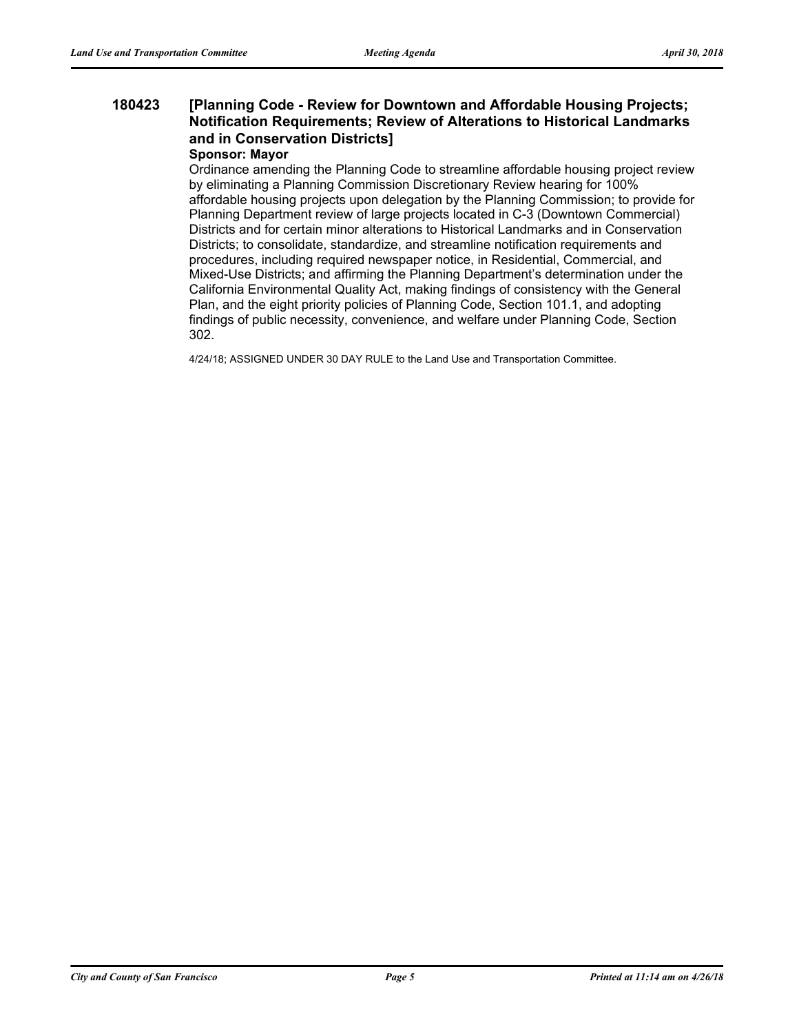**180423** **[Planning Code - Review for Downtown and Affordable Housing Projects; Notification Requirements; Review of Alterations to Historical Landmarks and in Conservation Districts]**

**Sponsor: Mayor**

Ordinance amending the Planning Code to streamline affordable housing project review by eliminating a Planning Commission Discretionary Review hearing for 100% affordable housing projects upon delegation by the Planning Commission; to provide for Planning Department review of large projects located in C-3 (Downtown Commercial) Districts and for certain minor alterations to Historical Landmarks and in Conservation Districts; to consolidate, standardize, and streamline notification requirements and procedures, including required newspaper notice, in Residential, Commercial, and Mixed-Use Districts; and affirming the Planning Department's determination under the California Environmental Quality Act, making findings of consistency with the General Plan, and the eight priority policies of Planning Code, Section 101.1, and adopting findings of public necessity, convenience, and welfare under Planning Code, Section 302.

4/24/18; ASSIGNED UNDER 30 DAY RULE to the Land Use and Transportation Committee.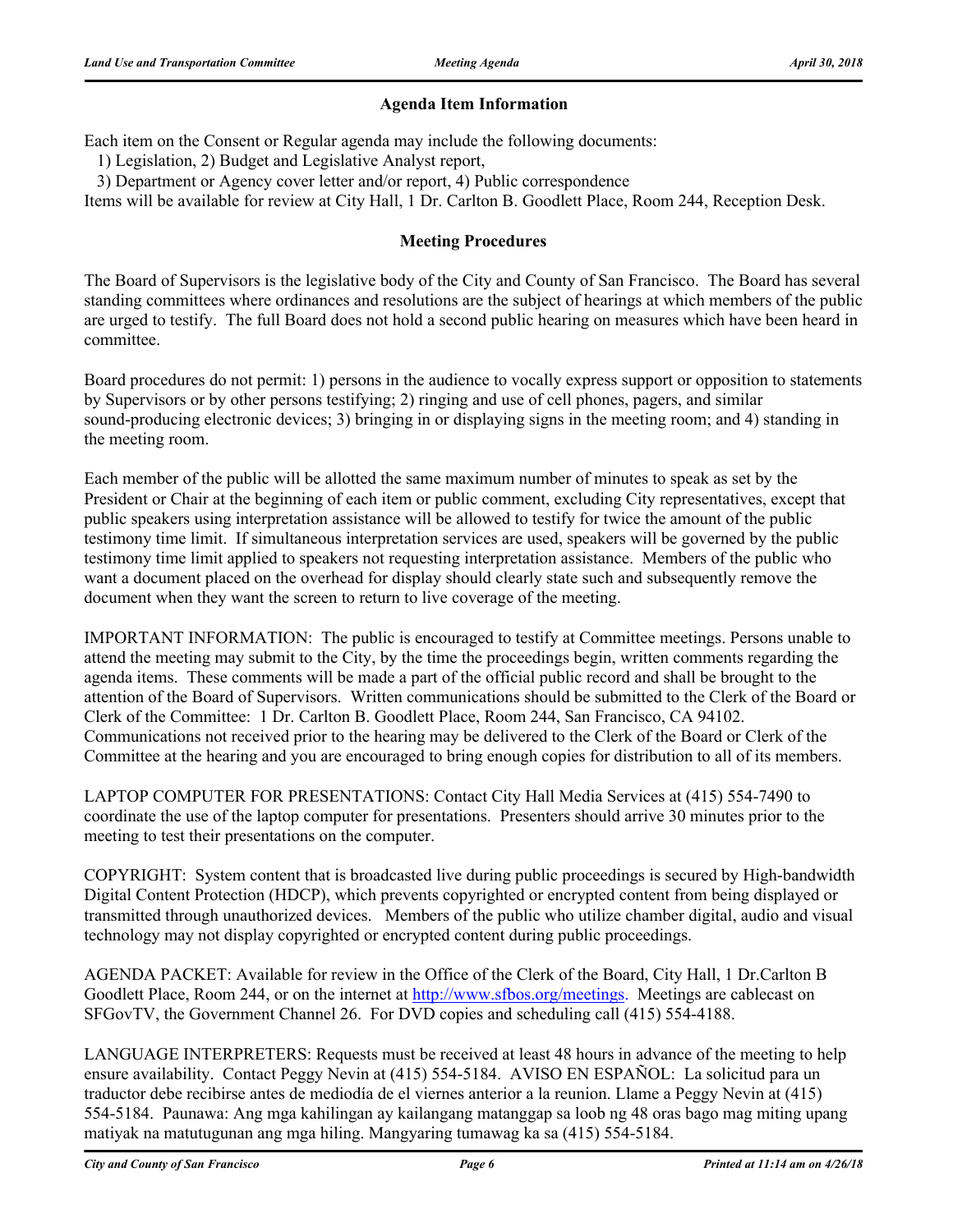## Agenda Item Information

Each item on the Consent or Regular agenda may include the following documents:

1) Legislation, 2) Budget and Legislative Analyst report,

3) Department or Agency cover letter and/or report, 4) Public correspondence

Items will be available for review at City Hall, 1 Dr. Carlton B. Goodlett Place, Room 244, Reception Desk.

## Meeting Procedures

The Board of Supervisors is the legislative body of the City and County of San Francisco. The Board has several standing committees where ordinances and resolutions are the subject of hearings at which members of the public are urged to testify. The full Board does not hold a second public hearing on measures which have been heard in committee.

Board procedures do not permit: 1) persons in the audience to vocally express support or opposition to statements by Supervisors or by other persons testifying; 2) ringing and use of cell phones, pagers, and similar sound-producing electronic devices; 3) bringing in or displaying signs in the meeting room; and 4) standing in the meeting room.

Each member of the public will be allotted the same maximum number of minutes to speak as set by the President or Chair at the beginning of each item or public comment, excluding City representatives, except that public speakers using interpretation assistance will be allowed to testify for twice the amount of the public testimony time limit. If simultaneous interpretation services are used, speakers will be governed by the public testimony time limit applied to speakers not requesting interpretation assistance. Members of the public who want a document placed on the overhead for display should clearly state such and subsequently remove the document when they want the screen to return to live coverage of the meeting.

IMPORTANT INFORMATION: The public is encouraged to testify at Committee meetings. Persons unable to attend the meeting may submit to the City, by the time the proceedings begin, written comments regarding the agenda items. These comments will be made a part of the official public record and shall be brought to the attention of the Board of Supervisors. Written communications should be submitted to the Clerk of the Board or Clerk of the Committee: 1 Dr. Carlton B. Goodlett Place, Room 244, San Francisco, CA 94102. Communications not received prior to the hearing may be delivered to the Clerk of the Board or Clerk of the Committee at the hearing and you are encouraged to bring enough copies for distribution to all of its members.

LAPTOP COMPUTER FOR PRESENTATIONS: Contact City Hall Media Services at (415) 554-7490 to coordinate the use of the laptop computer for presentations. Presenters should arrive 30 minutes prior to the meeting to test their presentations on the computer.

COPYRIGHT: System content that is broadcasted live during public proceedings is secured by High-bandwidth Digital Content Protection (HDCP), which prevents copyrighted or encrypted content from being displayed or transmitted through unauthorized devices. Members of the public who utilize chamber digital, audio and visual technology may not display copyrighted or encrypted content during public proceedings.

AGENDA PACKET: Available for review in the Office of the Clerk of the Board, City Hall, 1 Dr.Carlton B Goodlett Place, Room 244, or on the internet at http://www.sfbos.org/meetings. Meetings are cablecast on SFGovTV, the Government Channel 26. For DVD copies and scheduling call (415) 554-4188.

LANGUAGE INTERPRETERS: Requests must be received at least 48 hours in advance of the meeting to help ensure availability. Contact Peggy Nevin at (415) 554-5184. AVISO EN ESPAÑOL: La solicitud para un traductor debe recibirse antes de mediodía de el viernes anterior a la reunion. Llame a Peggy Nevin at (415) 554-5184. Paunawa: Ang mga kahilingan ay kailangang matanggap sa loob ng 48 oras bago mag miting upang matiyak na matutugunan ang mga hiling. Mangyaring tumawag ka sa (415) 554-5184.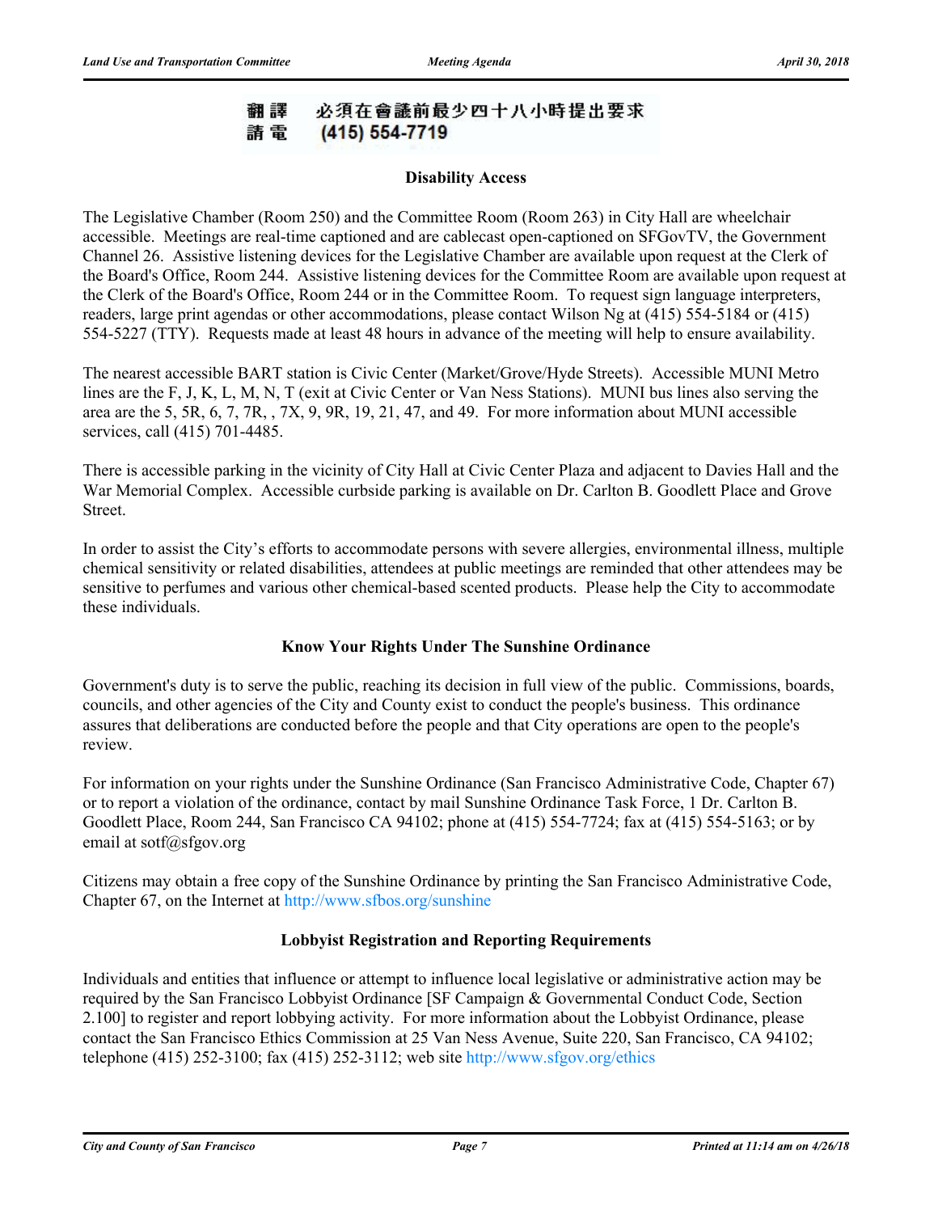翻譯　必須在會議前最少四十八小時提出要求
請電　(415) 554-7719

### Disability Access

The Legislative Chamber (Room 250) and the Committee Room (Room 263) in City Hall are wheelchair accessible. Meetings are real-time captioned and are cablecast open-captioned on SFGovTV, the Government Channel 26. Assistive listening devices for the Legislative Chamber are available upon request at the Clerk of the Board's Office, Room 244. Assistive listening devices for the Committee Room are available upon request at the Clerk of the Board's Office, Room 244 or in the Committee Room. To request sign language interpreters, readers, large print agendas or other accommodations, please contact Wilson Ng at (415) 554-5184 or (415) 554-5227 (TTY). Requests made at least 48 hours in advance of the meeting will help to ensure availability.

The nearest accessible BART station is Civic Center (Market/Grove/Hyde Streets). Accessible MUNI Metro lines are the F, J, K, L, M, N, T (exit at Civic Center or Van Ness Stations). MUNI bus lines also serving the area are the 5, 5R, 6, 7, 7R, , 7X, 9, 9R, 19, 21, 47, and 49. For more information about MUNI accessible services, call (415) 701-4485.

There is accessible parking in the vicinity of City Hall at Civic Center Plaza and adjacent to Davies Hall and the War Memorial Complex. Accessible curbside parking is available on Dr. Carlton B. Goodlett Place and Grove Street.

In order to assist the City's efforts to accommodate persons with severe allergies, environmental illness, multiple chemical sensitivity or related disabilities, attendees at public meetings are reminded that other attendees may be sensitive to perfumes and various other chemical-based scented products. Please help the City to accommodate these individuals.

### Know Your Rights Under The Sunshine Ordinance

Government's duty is to serve the public, reaching its decision in full view of the public. Commissions, boards, councils, and other agencies of the City and County exist to conduct the people's business. This ordinance assures that deliberations are conducted before the people and that City operations are open to the people's review.

For information on your rights under the Sunshine Ordinance (San Francisco Administrative Code, Chapter 67) or to report a violation of the ordinance, contact by mail Sunshine Ordinance Task Force, 1 Dr. Carlton B. Goodlett Place, Room 244, San Francisco CA 94102; phone at (415) 554-7724; fax at (415) 554-5163; or by email at sotf@sfgov.org

Citizens may obtain a free copy of the Sunshine Ordinance by printing the San Francisco Administrative Code, Chapter 67, on the Internet at http://www.sfbos.org/sunshine

### Lobbyist Registration and Reporting Requirements

Individuals and entities that influence or attempt to influence local legislative or administrative action may be required by the San Francisco Lobbyist Ordinance [SF Campaign & Governmental Conduct Code, Section 2.100] to register and report lobbying activity. For more information about the Lobbyist Ordinance, please contact the San Francisco Ethics Commission at 25 Van Ness Avenue, Suite 220, San Francisco, CA 94102; telephone (415) 252-3100; fax (415) 252-3112; web site http://www.sfgov.org/ethics